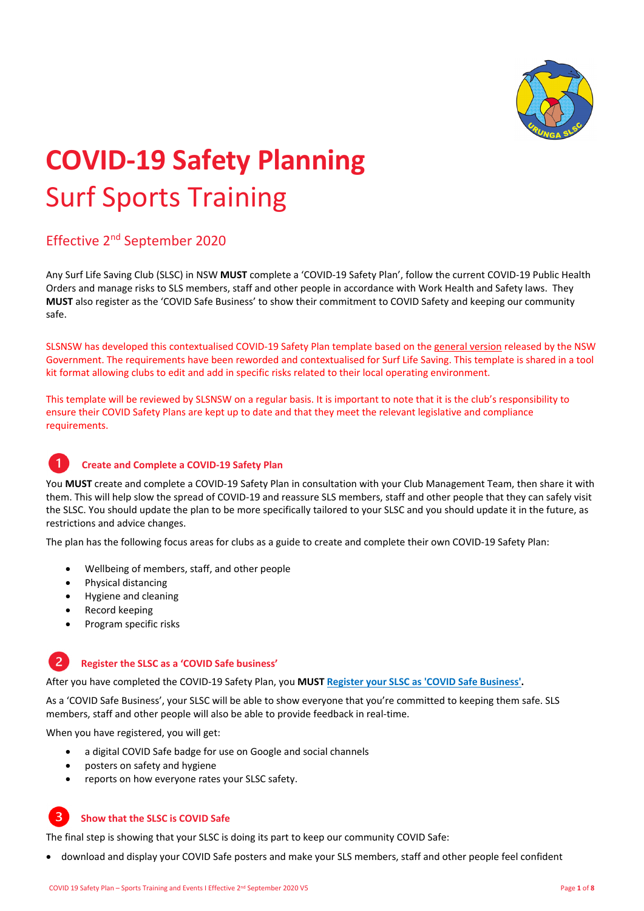# COVID-19 Safety Planning

## Surf Sports Training

### Effective 2nd September 2020

Any Surf Life Saving Club (SLSC) in NSW **MUST** complete a 'COVID-19 Safety Plan', follow the current COVID-19 Public Health Orders and manage risks to SLS members, staff and other people in accordance with Work Health and Safety laws. They **MUST** also register as the 'COVID Safe Business' to show their commitment to COVID Safety and keeping our community safe.

SLSNSW has developed this contextualised COVID-19 Safety Plan template based on the general version released by the NSW Government. The requirements have been reworded and contextualised for Surf Life Saving. This template is shared in a tool kit format allowing clubs to edit and add in specific risks related to their local operating environment.

This template will be reviewed by SLSNSW on a regular basis. It is important to note that it is the club's responsibility to ensure their COVID Safety Plans are kept up to date and that they meet the relevant legislative and compliance requirements.

### 1 Create and Complete a COVID-19 Safety Plan

You **MUST** create and complete a COVID-19 Safety Plan in consultation with your Club Management Team, then share it with them. This will help slow the spread of COVID-19 and reassure SLS members, staff and other people that they can safely visit the SLSC. You should update the plan to be more specifically tailored to your SLSC and you should update it in the future, as restrictions and advice changes.

The plan has the following focus areas for clubs as a guide to create and complete their own COVID-19 Safety Plan:

- Wellbeing of members, staff, and other people
- Physical distancing
- Hygiene and cleaning
- Record keeping
- Program specific risks

### 2 Register the SLSC as a 'COVID Safe business'

After you have completed the COVID-19 Safety Plan, you **MUST** **Register your SLSC as 'COVID Safe Business'.**

As a 'COVID Safe Business', your SLSC will be able to show everyone that you're committed to keeping them safe. SLS members, staff and other people will also be able to provide feedback in real-time.

When you have registered, you will get:

- a digital COVID Safe badge for use on Google and social channels
- posters on safety and hygiene
- reports on how everyone rates your SLSC safety.

### 3 Show that the SLSC is COVID Safe

The final step is showing that your SLSC is doing its part to keep our community COVID Safe:

- download and display your COVID Safe posters and make your SLS members, staff and other people feel confident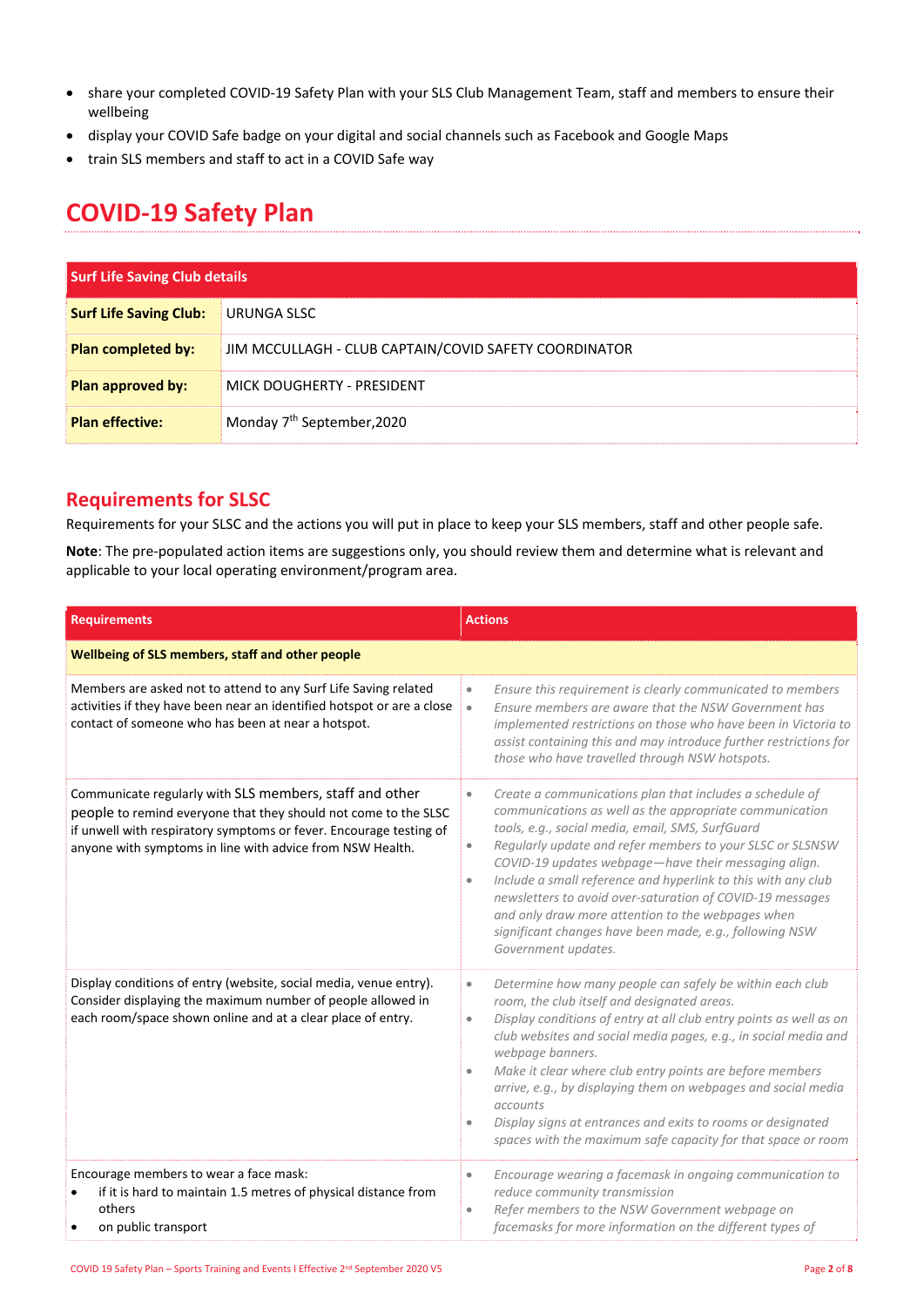- share your completed COVID-19 Safety Plan with your SLS Club Management Team, staff and members to ensure their wellbeing
- display your COVID Safe badge on your digital and social channels such as Facebook and Google Maps
- train SLS members and staff to act in a COVID Safe way

# COVID-19 Safety Plan

| Surf Life Saving Club details | |
|---|---|
| **Surf Life Saving Club:** | URUNGA SLSC |
| **Plan completed by:** | JIM MCCULLAGH - CLUB CAPTAIN/COVID SAFETY COORDINATOR |
| **Plan approved by:** | MICK DOUGHERTY - PRESIDENT |
| **Plan effective:** | Monday 7th September,2020 |

## Requirements for SLSC

Requirements for your SLSC and the actions you will put in place to keep your SLS members, staff and other people safe.

**Note**: The pre-populated action items are suggestions only, you should review them and determine what is relevant and applicable to your local operating environment/program area.

| Requirements | Actions |
|---|---|
| **Wellbeing of SLS members, staff and other people** | |
| Members are asked not to attend to any Surf Life Saving related activities if they have been near an identified hotspot or are a close contact of someone who has been at near a hotspot. | • *Ensure this requirement is clearly communicated to members*<br>• *Ensure members are aware that the NSW Government has implemented restrictions on those who have been in Victoria to assist containing this and may introduce further restrictions for those who have travelled through NSW hotspots.* |
| Communicate regularly with SLS members, staff and other people to remind everyone that they should not come to the SLSC if unwell with respiratory symptoms or fever. Encourage testing of anyone with symptoms in line with advice from NSW Health. | • *Create a communications plan that includes a schedule of communications as well as the appropriate communication tools, e.g., social media, email, SMS, SurfGuard*<br>• *Regularly update and refer members to your SLSC or SLSNSW COVID-19 updates webpage—have their messaging align.*<br>• *Include a small reference and hyperlink to this with any club newsletters to avoid over-saturation of COVID-19 messages and only draw more attention to the webpages when significant changes have been made, e.g., following NSW Government updates.* |
| Display conditions of entry (website, social media, venue entry). Consider displaying the maximum number of people allowed in each room/space shown online and at a clear place of entry. | • *Determine how many people can safely be within each club room, the club itself and designated areas.*<br>• *Display conditions of entry at all club entry points as well as on club websites and social media pages, e.g., in social media and webpage banners.*<br>• *Make it clear where club entry points are before members arrive, e.g., by displaying them on webpages and social media accounts*<br>• *Display signs at entrances and exits to rooms or designated spaces with the maximum safe capacity for that space or room* |
| Encourage members to wear a face mask:<br>• if it is hard to maintain 1.5 metres of physical distance from others<br>• on public transport | • *Encourage wearing a facemask in ongoing communication to reduce community transmission*<br>• *Refer members to the NSW Government webpage on facemasks for more information on the different types of* |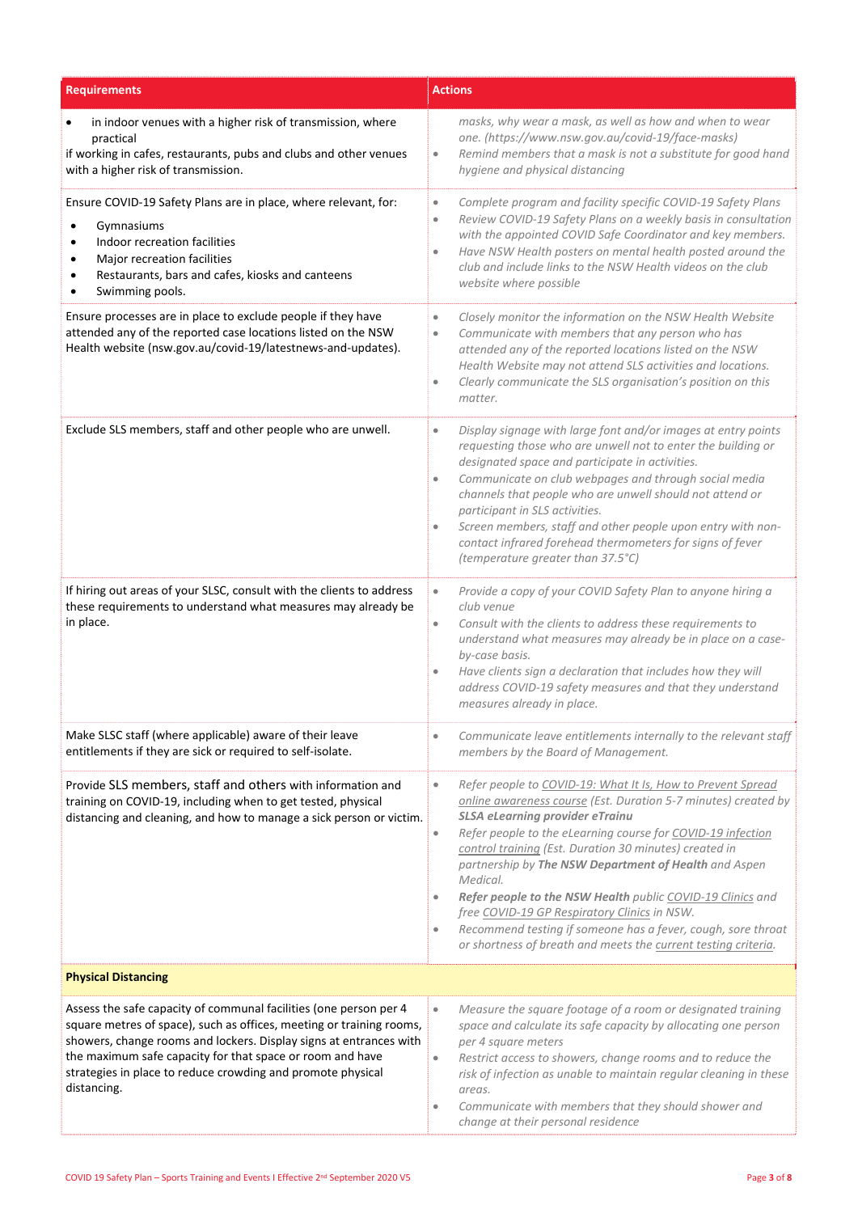| Requirements | Actions |
|---|---|
| • in indoor venues with a higher risk of transmission, where practical<br>if working in cafes, restaurants, pubs and clubs and other venues with a higher risk of transmission. | *masks, why wear a mask, as well as how and when to wear one. (https://www.nsw.gov.au/covid-19/face-masks)*<br>• *Remind members that a mask is not a substitute for good hand hygiene and physical distancing* |
| Ensure COVID-19 Safety Plans are in place, where relevant, for:<br>• Gymnasiums<br>• Indoor recreation facilities<br>• Major recreation facilities<br>• Restaurants, bars and cafes, kiosks and canteens<br>• Swimming pools. | • *Complete program and facility specific COVID-19 Safety Plans*<br>• *Review COVID-19 Safety Plans on a weekly basis in consultation with the appointed COVID Safe Coordinator and key members.*<br>• *Have NSW Health posters on mental health posted around the club and include links to the NSW Health videos on the club website where possible* |
| Ensure processes are in place to exclude people if they have attended any of the reported case locations listed on the NSW Health website (nsw.gov.au/covid-19/latestnews-and-updates). | • *Closely monitor the information on the NSW Health Website*<br>• *Communicate with members that any person who has attended any of the reported locations listed on the NSW Health Website may not attend SLS activities and locations.*<br>• *Clearly communicate the SLS organisation's position on this matter.* |
| Exclude SLS members, staff and other people who are unwell. | • *Display signage with large font and/or images at entry points requesting those who are unwell not to enter the building or designated space and participate in activities.*<br>• *Communicate on club webpages and through social media channels that people who are unwell should not attend or participant in SLS activities.*<br>• *Screen members, staff and other people upon entry with non-contact infrared forehead thermometers for signs of fever (temperature greater than 37.5°C)* |
| If hiring out areas of your SLSC, consult with the clients to address these requirements to understand what measures may already be in place. | • *Provide a copy of your COVID Safety Plan to anyone hiring a club venue*<br>• *Consult with the clients to address these requirements to understand what measures may already be in place on a case-by-case basis.*<br>• *Have clients sign a declaration that includes how they will address COVID-19 safety measures and that they understand measures already in place.* |
| Make SLSC staff (where applicable) aware of their leave entitlements if they are sick or required to self-isolate. | • *Communicate leave entitlements internally to the relevant staff members by the Board of Management.* |
| Provide SLS members, staff and others with information and training on COVID-19, including when to get tested, physical distancing and cleaning, and how to manage a sick person or victim. | • *Refer people to COVID-19: What It Is, How to Prevent Spread online awareness course (Est. Duration 5-7 minutes) created by **SLSA eLearning provider eTrainu***<br>• *Refer people to the eLearning course for COVID-19 infection control training (Est. Duration 30 minutes) created in partnership by **The NSW Department of Health** and Aspen Medical.*<br>• ***Refer people to the NSW Health** public COVID-19 Clinics and free COVID-19 GP Respiratory Clinics in NSW.*<br>• *Recommend testing if someone has a fever, cough, sore throat or shortness of breath and meets the current testing criteria.* |
| **Physical Distancing** | |
| Assess the safe capacity of communal facilities (one person per 4 square metres of space), such as offices, meeting or training rooms, showers, change rooms and lockers. Display signs at entrances with the maximum safe capacity for that space or room and have strategies in place to reduce crowding and promote physical distancing. | • *Measure the square footage of a room or designated training space and calculate its safe capacity by allocating one person per 4 square meters*<br>• *Restrict access to showers, change rooms and to reduce the risk of infection as unable to maintain regular cleaning in these areas.*<br>• *Communicate with members that they should shower and change at their personal residence* |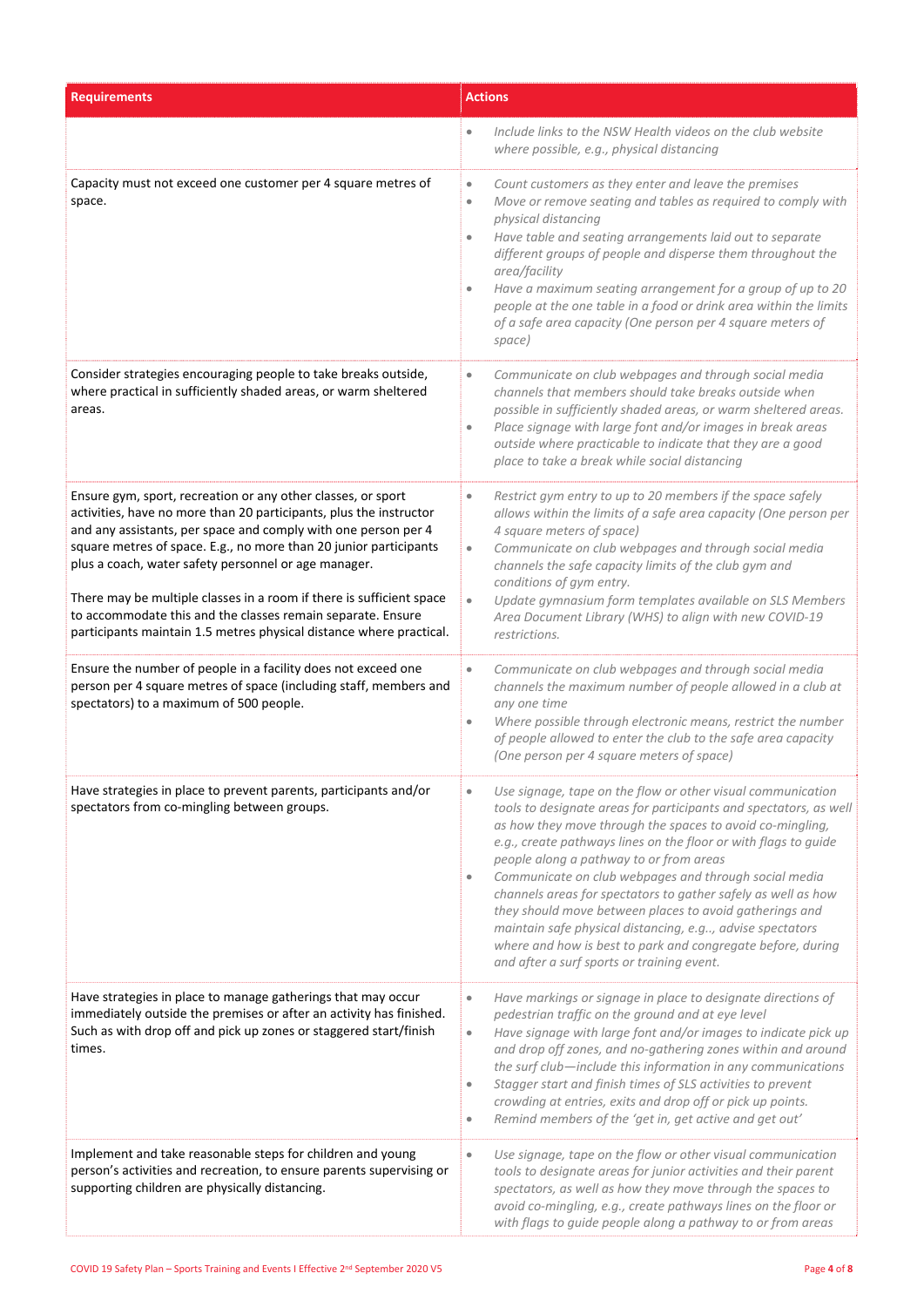| Requirements | Actions |
|---|---|
| | • *Include links to the NSW Health videos on the club website where possible, e.g., physical distancing* |
| Capacity must not exceed one customer per 4 square metres of space. | • *Count customers as they enter and leave the premises*<br>• *Move or remove seating and tables as required to comply with physical distancing*<br>• *Have table and seating arrangements laid out to separate different groups of people and disperse them throughout the area/facility*<br>• *Have a maximum seating arrangement for a group of up to 20 people at the one table in a food or drink area within the limits of a safe area capacity (One person per 4 square meters of space)* |
| Consider strategies encouraging people to take breaks outside, where practical in sufficiently shaded areas, or warm sheltered areas. | • *Communicate on club webpages and through social media channels that members should take breaks outside when possible in sufficiently shaded areas, or warm sheltered areas.*<br>• *Place signage with large font and/or images in break areas outside where practicable to indicate that they are a good place to take a break while social distancing* |
| Ensure gym, sport, recreation or any other classes, or sport activities, have no more than 20 participants, plus the instructor and any assistants, per space and comply with one person per 4 square metres of space. E.g., no more than 20 junior participants plus a coach, water safety personnel or age manager.<br><br>There may be multiple classes in a room if there is sufficient space to accommodate this and the classes remain separate. Ensure participants maintain 1.5 metres physical distance where practical. | • *Restrict gym entry to up to 20 members if the space safely allows within the limits of a safe area capacity (One person per 4 square meters of space)*<br>• *Communicate on club webpages and through social media channels the safe capacity limits of the club gym and conditions of gym entry.*<br>• *Update gymnasium form templates available on SLS Members Area Document Library (WHS) to align with new COVID-19 restrictions.* |
| Ensure the number of people in a facility does not exceed one person per 4 square metres of space (including staff, members and spectators) to a maximum of 500 people. | • *Communicate on club webpages and through social media channels the maximum number of people allowed in a club at any one time*<br>• *Where possible through electronic means, restrict the number of people allowed to enter the club to the safe area capacity (One person per 4 square meters of space)* |
| Have strategies in place to prevent parents, participants and/or spectators from co-mingling between groups. | • *Use signage, tape on the flow or other visual communication tools to designate areas for participants and spectators, as well as how they move through the spaces to avoid co-mingling, e.g., create pathways lines on the floor or with flags to guide people along a pathway to or from areas*<br>• *Communicate on club webpages and through social media channels areas for spectators to gather safely as well as how they should move between places to avoid gatherings and maintain safe physical distancing, e.g.., advise spectators where and how is best to park and congregate before, during and after a surf sports or training event.* |
| Have strategies in place to manage gatherings that may occur immediately outside the premises or after an activity has finished. Such as with drop off and pick up zones or staggered start/finish times. | • *Have markings or signage in place to designate directions of pedestrian traffic on the ground and at eye level*<br>• *Have signage with large font and/or images to indicate pick up and drop off zones, and no-gathering zones within and around the surf club—include this information in any communications*<br>• *Stagger start and finish times of SLS activities to prevent crowding at entries, exits and drop off or pick up points.*<br>• *Remind members of the 'get in, get active and get out'* |
| Implement and take reasonable steps for children and young person's activities and recreation, to ensure parents supervising or supporting children are physically distancing. | • *Use signage, tape on the flow or other visual communication tools to designate areas for junior activities and their parent spectators, as well as how they move through the spaces to avoid co-mingling, e.g., create pathways lines on the floor or with flags to guide people along a pathway to or from areas* |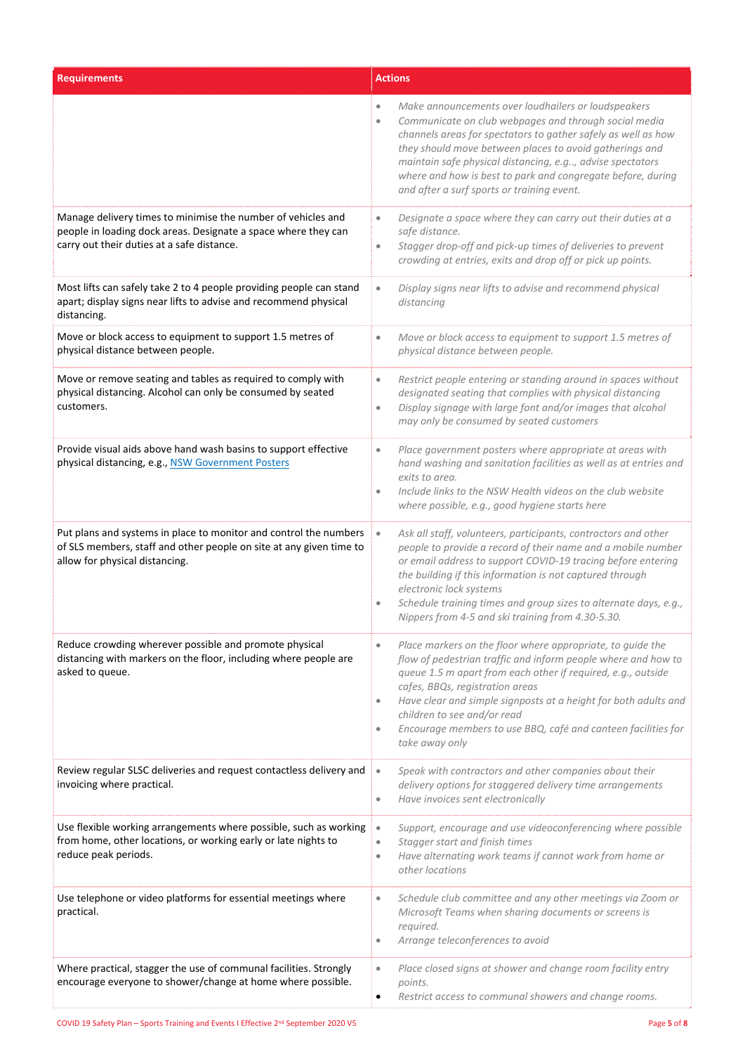| Requirements | Actions |
|---|---|
| | • *Make announcements over loudhailers or loudspeakers*<br>• *Communicate on club webpages and through social media channels areas for spectators to gather safely as well as how they should move between places to avoid gatherings and maintain safe physical distancing, e.g.., advise spectators where and how is best to park and congregate before, during and after a surf sports or training event.* |
| Manage delivery times to minimise the number of vehicles and people in loading dock areas. Designate a space where they can carry out their duties at a safe distance. | • *Designate a space where they can carry out their duties at a safe distance.*<br>• *Stagger drop-off and pick-up times of deliveries to prevent crowding at entries, exits and drop off or pick up points.* |
| Most lifts can safely take 2 to 4 people providing people can stand apart; display signs near lifts to advise and recommend physical distancing. | • *Display signs near lifts to advise and recommend physical distancing* |
| Move or block access to equipment to support 1.5 metres of physical distance between people. | • *Move or block access to equipment to support 1.5 metres of physical distance between people.* |
| Move or remove seating and tables as required to comply with physical distancing. Alcohol can only be consumed by seated customers. | • *Restrict people entering or standing around in spaces without designated seating that complies with physical distancing*<br>• *Display signage with large font and/or images that alcohol may only be consumed by seated customers* |
| Provide visual aids above hand wash basins to support effective physical distancing, e.g., [NSW Government Posters]() | • *Place government posters where appropriate at areas with hand washing and sanitation facilities as well as at entries and exits to area.*<br>• *Include links to the NSW Health videos on the club website where possible, e.g., good hygiene starts here* |
| Put plans and systems in place to monitor and control the numbers of SLS members, staff and other people on site at any given time to allow for physical distancing. | • *Ask all staff, volunteers, participants, contractors and other people to provide a record of their name and a mobile number or email address to support COVID-19 tracing before entering the building if this information is not captured through electronic lock systems*<br>• *Schedule training times and group sizes to alternate days, e.g., Nippers from 4-5 and ski training from 4.30-5.30.* |
| Reduce crowding wherever possible and promote physical distancing with markers on the floor, including where people are asked to queue. | • *Place markers on the floor where appropriate, to guide the flow of pedestrian traffic and inform people where and how to queue 1.5 m apart from each other if required, e.g., outside cafes, BBQs, registration areas*<br>• *Have clear and simple signposts at a height for both adults and children to see and/or read*<br>• *Encourage members to use BBQ, café and canteen facilities for take away only* |
| Review regular SLSC deliveries and request contactless delivery and invoicing where practical. | • *Speak with contractors and other companies about their delivery options for staggered delivery time arrangements*<br>• *Have invoices sent electronically* |
| Use flexible working arrangements where possible, such as working from home, other locations, or working early or late nights to reduce peak periods. | • *Support, encourage and use videoconferencing where possible*<br>• *Stagger start and finish times*<br>• *Have alternating work teams if cannot work from home or other locations* |
| Use telephone or video platforms for essential meetings where practical. | • *Schedule club committee and any other meetings via Zoom or Microsoft Teams when sharing documents or screens is required.*<br>• *Arrange teleconferences to avoid* |
| Where practical, stagger the use of communal facilities. Strongly encourage everyone to shower/change at home where possible. | • *Place closed signs at shower and change room facility entry points.*<br>• *Restrict access to communal showers and change rooms.* |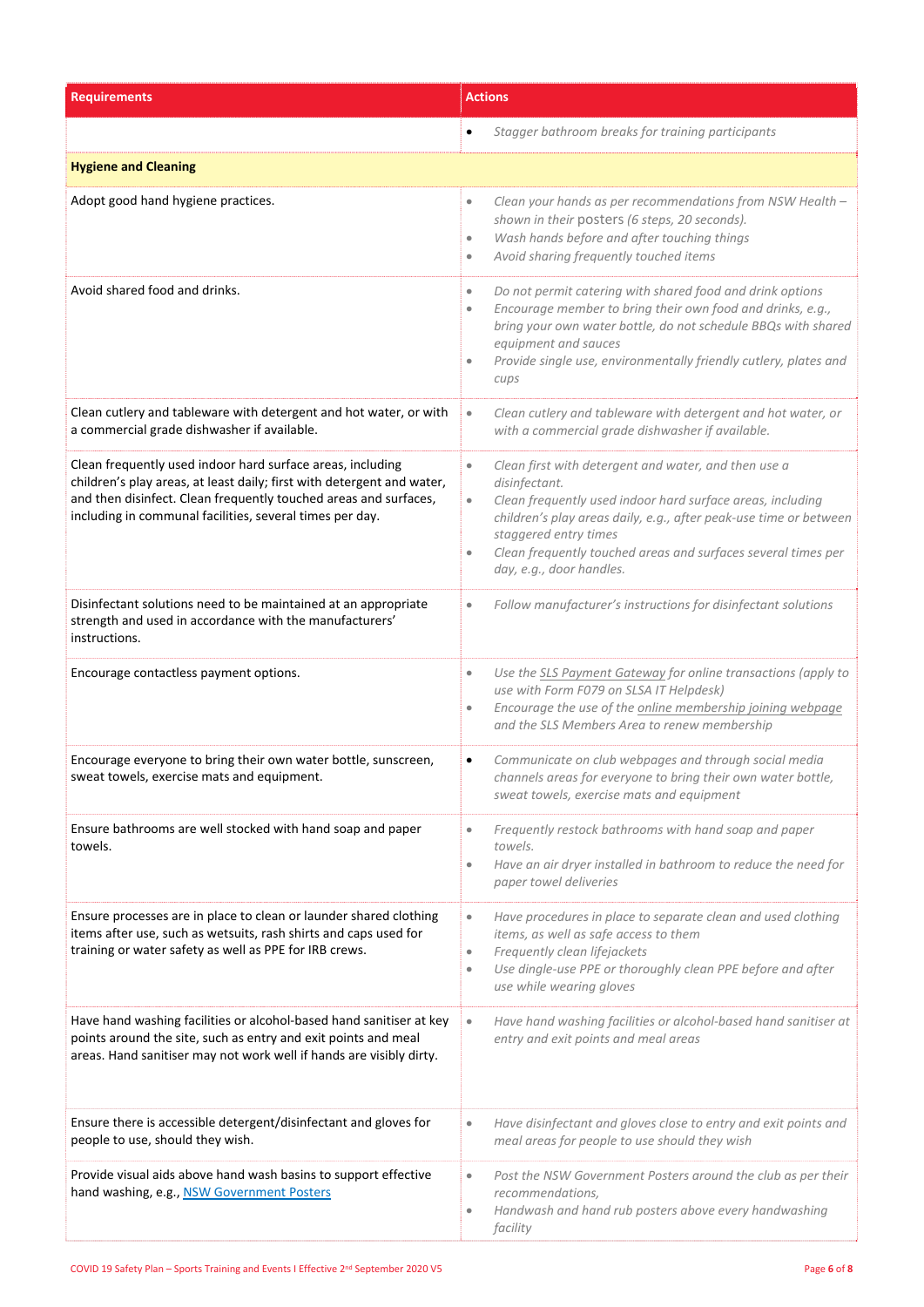| Requirements | Actions |
|---|---|
| | • *Stagger bathroom breaks for training participants* |
| **Hygiene and Cleaning** | |
| Adopt good hand hygiene practices. | • *Clean your hands as per recommendations from NSW Health – shown in their* posters *(6 steps, 20 seconds).*<br>• *Wash hands before and after touching things*<br>• *Avoid sharing frequently touched items* |
| Avoid shared food and drinks. | • *Do not permit catering with shared food and drink options*<br>• *Encourage member to bring their own food and drinks, e.g., bring your own water bottle, do not schedule BBQs with shared equipment and sauces*<br>• *Provide single use, environmentally friendly cutlery, plates and cups* |
| Clean cutlery and tableware with detergent and hot water, or with a commercial grade dishwasher if available. | • *Clean cutlery and tableware with detergent and hot water, or with a commercial grade dishwasher if available.* |
| Clean frequently used indoor hard surface areas, including children's play areas, at least daily; first with detergent and water, and then disinfect. Clean frequently touched areas and surfaces, including in communal facilities, several times per day. | • *Clean first with detergent and water, and then use a disinfectant.*<br>• *Clean frequently used indoor hard surface areas, including children's play areas daily, e.g., after peak-use time or between staggered entry times*<br>• *Clean frequently touched areas and surfaces several times per day, e.g., door handles.* |
| Disinfectant solutions need to be maintained at an appropriate strength and used in accordance with the manufacturers' instructions. | • *Follow manufacturer's instructions for disinfectant solutions* |
| Encourage contactless payment options. | • *Use the SLS Payment Gateway for online transactions (apply to use with Form F079 on SLSA IT Helpdesk)*<br>• *Encourage the use of the online membership joining webpage and the SLS Members Area to renew membership* |
| Encourage everyone to bring their own water bottle, sunscreen, sweat towels, exercise mats and equipment. | • *Communicate on club webpages and through social media channels areas for everyone to bring their own water bottle, sweat towels, exercise mats and equipment* |
| Ensure bathrooms are well stocked with hand soap and paper towels. | • *Frequently restock bathrooms with hand soap and paper towels.*<br>• *Have an air dryer installed in bathroom to reduce the need for paper towel deliveries* |
| Ensure processes are in place to clean or launder shared clothing items after use, such as wetsuits, rash shirts and caps used for training or water safety as well as PPE for IRB crews. | • *Have procedures in place to separate clean and used clothing items, as well as safe access to them*<br>• *Frequently clean lifejackets*<br>• *Use dingle-use PPE or thoroughly clean PPE before and after use while wearing gloves* |
| Have hand washing facilities or alcohol-based hand sanitiser at key points around the site, such as entry and exit points and meal areas. Hand sanitiser may not work well if hands are visibly dirty. | • *Have hand washing facilities or alcohol-based hand sanitiser at entry and exit points and meal areas* |
| Ensure there is accessible detergent/disinfectant and gloves for people to use, should they wish. | • *Have disinfectant and gloves close to entry and exit points and meal areas for people to use should they wish* |
| Provide visual aids above hand wash basins to support effective hand washing, e.g., NSW Government Posters | • *Post the NSW Government Posters around the club as per their recommendations,*<br>• *Handwash and hand rub posters above every handwashing facility* |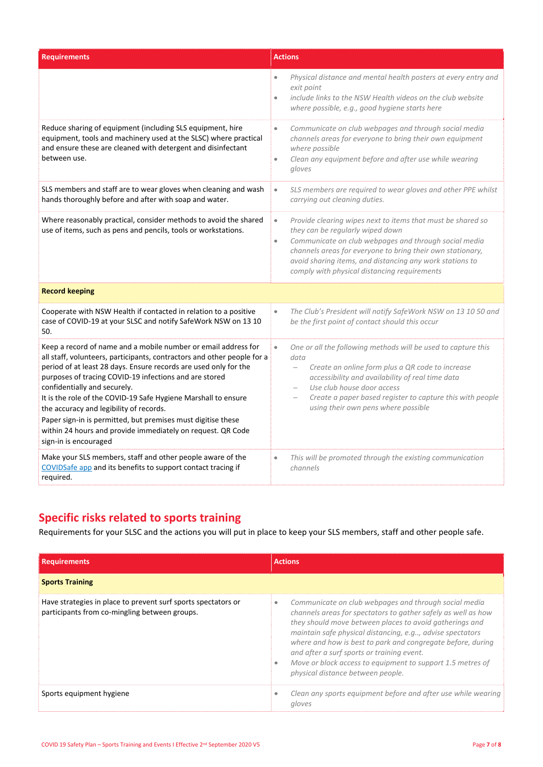| Requirements | Actions |
| --- | --- |
| | • *Physical distance and mental health posters at every entry and exit point*<br>• *include links to the NSW Health videos on the club website where possible, e.g., good hygiene starts here* |
| Reduce sharing of equipment (including SLS equipment, hire equipment, tools and machinery used at the SLSC) where practical and ensure these are cleaned with detergent and disinfectant between use. | • *Communicate on club webpages and through social media channels areas for everyone to bring their own equipment where possible*<br>• *Clean any equipment before and after use while wearing gloves* |
| SLS members and staff are to wear gloves when cleaning and wash hands thoroughly before and after with soap and water. | • *SLS members are required to wear gloves and other PPE whilst carrying out cleaning duties.* |
| Where reasonably practical, consider methods to avoid the shared use of items, such as pens and pencils, tools or workstations. | • *Provide clearing wipes next to items that must be shared so they can be regularly wiped down*<br>• *Communicate on club webpages and through social media channels areas for everyone to bring their own stationary, avoid sharing items, and distancing any work stations to comply with physical distancing requirements* |
| **Record keeping** | |
| Cooperate with NSW Health if contacted in relation to a positive case of COVID-19 at your SLSC and notify SafeWork NSW on 13 10 50. | • *The Club's President will notify SafeWork NSW on 13 10 50 and be the first point of contact should this occur* |
| Keep a record of name and a mobile number or email address for all staff, volunteers, participants, contractors and other people for a period of at least 28 days. Ensure records are used only for the purposes of tracing COVID-19 infections and are stored confidentially and securely.<br>It is the role of the COVID-19 Safe Hygiene Marshall to ensure the accuracy and legibility of records.<br>Paper sign-in is permitted, but premises must digitise these within 24 hours and provide immediately on request. QR Code sign-in is encouraged | • *One or all the following methods will be used to capture this data*<br>  – *Create an online form plus a QR code to increase accessibility and availability of real time data*<br>  – *Use club house door access*<br>  – *Create a paper based register to capture this with people using their own pens where possible* |
| Make your SLS members, staff and other people aware of the [COVIDSafe app]() and its benefits to support contact tracing if required. | • *This will be promoted through the existing communication channels* |

## Specific risks related to sports training

Requirements for your SLSC and the actions you will put in place to keep your SLS members, staff and other people safe.

| Requirements | Actions |
| --- | --- |
| **Sports Training** | |
| Have strategies in place to prevent surf sports spectators or participants from co-mingling between groups. | • *Communicate on club webpages and through social media channels areas for spectators to gather safely as well as how they should move between places to avoid gatherings and maintain safe physical distancing, e.g.., advise spectators where and how is best to park and congregate before, during and after a surf sports or training event.*<br>• *Move or block access to equipment to support 1.5 metres of physical distance between people.* |
| Sports equipment hygiene | • *Clean any sports equipment before and after use while wearing gloves* |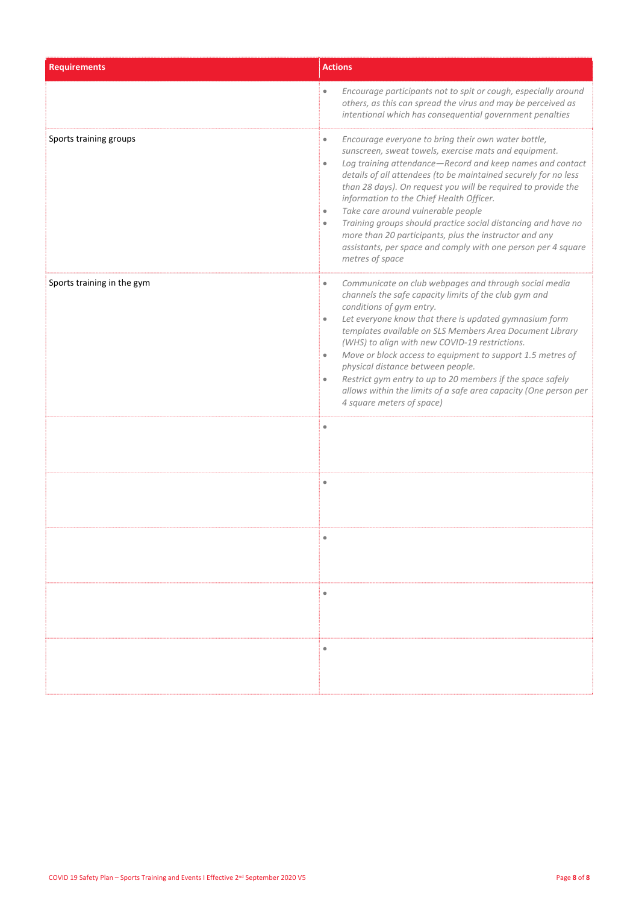| Requirements | Actions |
|---|---|
| | • *Encourage participants not to spit or cough, especially around others, as this can spread the virus and may be perceived as intentional which has consequential government penalties* |
| Sports training groups | • *Encourage everyone to bring their own water bottle, sunscreen, sweat towels, exercise mats and equipment.*<br>• *Log training attendance—Record and keep names and contact details of all attendees (to be maintained securely for no less than 28 days). On request you will be required to provide the information to the Chief Health Officer.*<br>• *Take care around vulnerable people*<br>• *Training groups should practice social distancing and have no more than 20 participants, plus the instructor and any assistants, per space and comply with one person per 4 square metres of space* |
| Sports training in the gym | • *Communicate on club webpages and through social media channels the safe capacity limits of the club gym and conditions of gym entry.*<br>• *Let everyone know that there is updated gymnasium form templates available on SLS Members Area Document Library (WHS) to align with new COVID-19 restrictions.*<br>• *Move or block access to equipment to support 1.5 metres of physical distance between people.*<br>• *Restrict gym entry to up to 20 members if the space safely allows within the limits of a safe area capacity (One person per 4 square meters of space)* |
| | • |
| | • |
| | • |
| | • |
| | • |